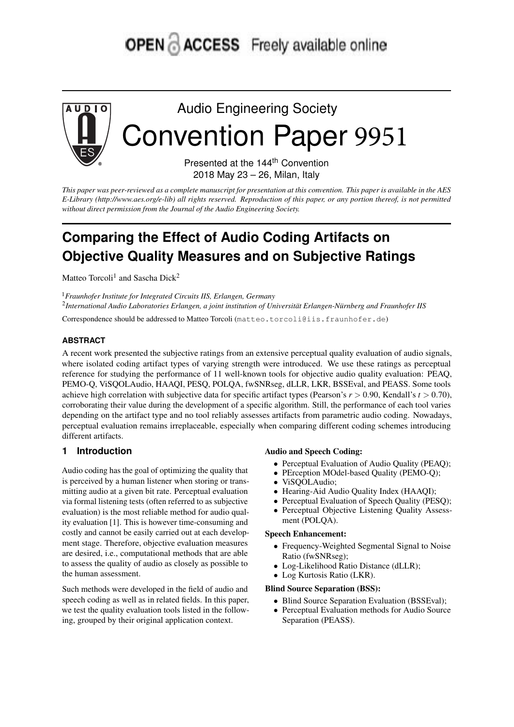OPEN ACCESS Freely available online

Audio Engineering Society

# Convention Paper 9951

Presented at the 144th Convention
2018 May 23 – 26, Milan, Italy

*This paper was peer-reviewed as a complete manuscript for presentation at this convention. This paper is available in the AES E-Library (http://www.aes.org/e-lib) all rights reserved. Reproduction of this paper, or any portion thereof, is not permitted without direct permission from the Journal of the Audio Engineering Society.*

# Comparing the Effect of Audio Coding Artifacts on Objective Quality Measures and on Subjective Ratings

Matteo Torcoli[1] and Sascha Dick[2]

[1] *Fraunhofer Institute for Integrated Circuits IIS, Erlangen, Germany*
[2] *International Audio Laboratories Erlangen, a joint institution of Universität Erlangen-Nürnberg and Fraunhofer IIS*

Correspondence should be addressed to Matteo Torcoli (matteo.torcoli@iis.fraunhofer.de)

## ABSTRACT

A recent work presented the subjective ratings from an extensive perceptual quality evaluation of audio signals, where isolated coding artifact types of varying strength were introduced. We use these ratings as perceptual reference for studying the performance of 11 well-known tools for objective audio quality evaluation: PEAQ, PEMO-Q, ViSQOLAudio, HAAQI, PESQ, POLQA, fwSNRseg, dLLR, LKR, BSSEval, and PEASS. Some tools achieve high correlation with subjective data for specific artifact types (Pearson's $r > 0.90$, Kendall's $t > 0.70$), corroborating their value during the development of a specific algorithm. Still, the performance of each tool varies depending on the artifact type and no tool reliably assesses artifacts from parametric audio coding. Nowadays, perceptual evaluation remains irreplaceable, especially when comparing different coding schemes introducing different artifacts.

## 1 Introduction

Audio coding has the goal of optimizing the quality that is perceived by a human listener when storing or transmitting audio at a given bit rate. Perceptual evaluation via formal listening tests (often referred to as subjective evaluation) is the most reliable method for audio quality evaluation [1]. This is however time-consuming and costly and cannot be easily carried out at each development stage. Therefore, objective evaluation measures are desired, i.e., computational methods that are able to assess the quality of audio as closely as possible to the human assessment.

Such methods were developed in the field of audio and speech coding as well as in related fields. In this paper, we test the quality evaluation tools listed in the following, grouped by their original application context.

**Audio and Speech Coding:**

- Perceptual Evaluation of Audio Quality (PEAQ);
- PErception MOdel-based Quality (PEMO-Q);
- ViSQOLAudio;
- Hearing-Aid Audio Quality Index (HAAQI);
- Perceptual Evaluation of Speech Quality (PESQ);
- Perceptual Objective Listening Quality Assessment (POLQA).

**Speech Enhancement:**

- Frequency-Weighted Segmental Signal to Noise Ratio (fwSNRseg);
- Log-Likelihood Ratio Distance (dLLR);
- Log Kurtosis Ratio (LKR).

**Blind Source Separation (BSS):**

- Blind Source Separation Evaluation (BSSEval);
- Perceptual Evaluation methods for Audio Source Separation (PEASS).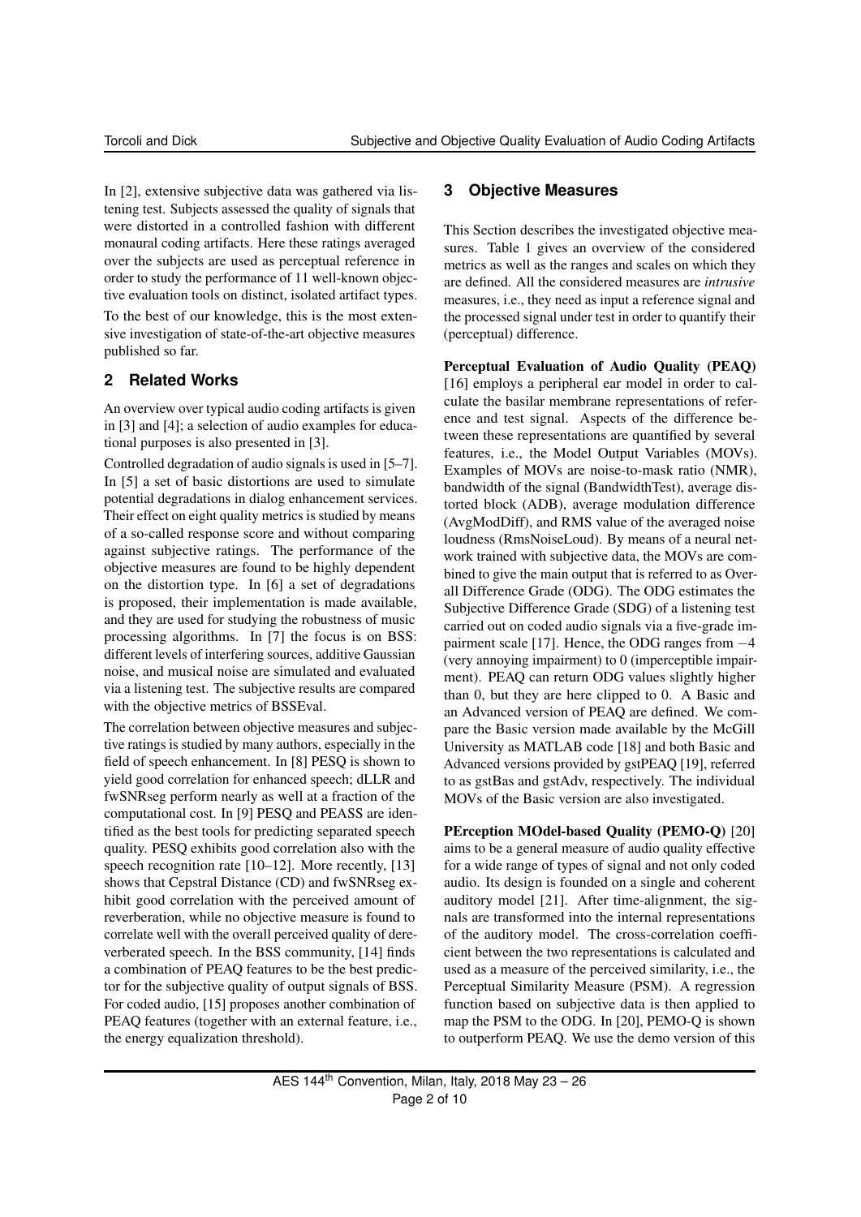In [2], extensive subjective data was gathered via listening test. Subjects assessed the quality of signals that were distorted in a controlled fashion with different monaural coding artifacts. Here these ratings averaged over the subjects are used as perceptual reference in order to study the performance of 11 well-known objective evaluation tools on distinct, isolated artifact types.

To the best of our knowledge, this is the most extensive investigation of state-of-the-art objective measures published so far.

## 2 Related Works

An overview over typical audio coding artifacts is given in [3] and [4]; a selection of audio examples for educational purposes is also presented in [3].

Controlled degradation of audio signals is used in [5–7]. In [5] a set of basic distortions are used to simulate potential degradations in dialog enhancement services. Their effect on eight quality metrics is studied by means of a so-called response score and without comparing against subjective ratings. The performance of the objective measures are found to be highly dependent on the distortion type. In [6] a set of degradations is proposed, their implementation is made available, and they are used for studying the robustness of music processing algorithms. In [7] the focus is on BSS: different levels of interfering sources, additive Gaussian noise, and musical noise are simulated and evaluated via a listening test. The subjective results are compared with the objective metrics of BSSEval.

The correlation between objective measures and subjective ratings is studied by many authors, especially in the field of speech enhancement. In [8] PESQ is shown to yield good correlation for enhanced speech; dLLR and fwSNRseg perform nearly as well at a fraction of the computational cost. In [9] PESQ and PEASS are identified as the best tools for predicting separated speech quality. PESQ exhibits good correlation also with the speech recognition rate [10–12]. More recently, [13] shows that Cepstral Distance (CD) and fwSNRseg exhibit good correlation with the perceived amount of reverberation, while no objective measure is found to correlate well with the overall perceived quality of dereverberated speech. In the BSS community, [14] finds a combination of PEAQ features to be the best predictor for the subjective quality of output signals of BSS. For coded audio, [15] proposes another combination of PEAQ features (together with an external feature, i.e., the energy equalization threshold).

## 3 Objective Measures

This Section describes the investigated objective measures. Table 1 gives an overview of the considered metrics as well as the ranges and scales on which they are defined. All the considered measures are *intrusive* measures, i.e., they need as input a reference signal and the processed signal under test in order to quantify their (perceptual) difference.

**Perceptual Evaluation of Audio Quality (PEAQ)** [16] employs a peripheral ear model in order to calculate the basilar membrane representations of reference and test signal. Aspects of the difference between these representations are quantified by several features, i.e., the Model Output Variables (MOVs). Examples of MOVs are noise-to-mask ratio (NMR), bandwidth of the signal (BandwidthTest), average distorted block (ADB), average modulation difference (AvgModDiff), and RMS value of the averaged noise loudness (RmsNoiseLoud). By means of a neural network trained with subjective data, the MOVs are combined to give the main output that is referred to as Overall Difference Grade (ODG). The ODG estimates the Subjective Difference Grade (SDG) of a listening test carried out on coded audio signals via a five-grade impairment scale [17]. Hence, the ODG ranges from $-4$ (very annoying impairment) to 0 (imperceptible impairment). PEAQ can return ODG values slightly higher than 0, but they are here clipped to 0. A Basic and an Advanced version of PEAQ are defined. We compare the Basic version made available by the McGill University as MATLAB code [18] and both Basic and Advanced versions provided by gstPEAQ [19], referred to as gstBas and gstAdv, respectively. The individual MOVs of the Basic version are also investigated.

**PErception MOdel-based Quality (PEMO-Q)** [20] aims to be a general measure of audio quality effective for a wide range of types of signal and not only coded audio. Its design is founded on a single and coherent auditory model [21]. After time-alignment, the signals are transformed into the internal representations of the auditory model. The cross-correlation coefficient between the two representations is calculated and used as a measure of the perceived similarity, i.e., the Perceptual Similarity Measure (PSM). A regression function based on subjective data is then applied to map the PSM to the ODG. In [20], PEMO-Q is shown to outperform PEAQ. We use the demo version of this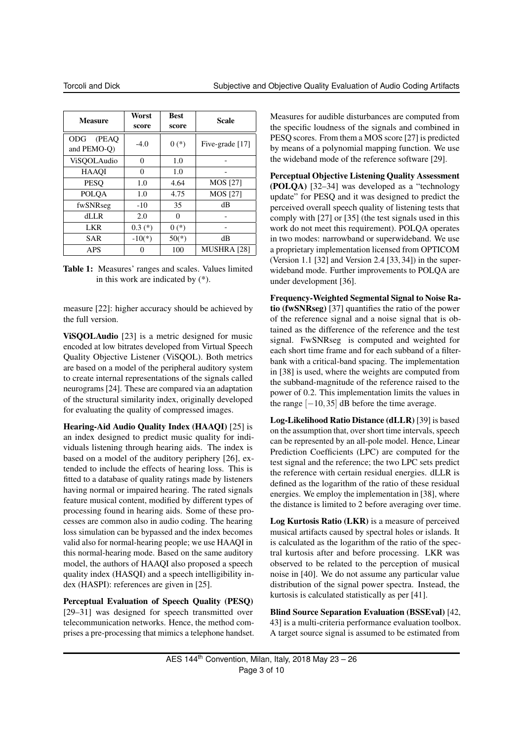| Measure | Worst score | Best score | Scale |
|---|---|---|---|
| ODG (PEAQ and PEMO-Q) | -4.0 | 0 (*) | Five-grade [17] |
| ViSQOLAudio | 0 | 1.0 | - |
| HAAQI | 0 | 1.0 | - |
| PESQ | 1.0 | 4.64 | MOS [27] |
| POLQA | 1.0 | 4.75 | MOS [27] |
| fwSNRseg | -10 | 35 | dB |
| dLLR | 2.0 | 0 | - |
| LKR | 0.3 (*) | 0 (*) | - |
| SAR | -10(*) | 50(*) | dB |
| APS | 0 | 100 | MUSHRA [28] |

**Table 1:** Measures' ranges and scales. Values limited in this work are indicated by (*).

measure [22]: higher accuracy should be achieved by the full version.

**ViSQOLAudio** [23] is a metric designed for music encoded at low bitrates developed from Virtual Speech Quality Objective Listener (ViSQOL). Both metrics are based on a model of the peripheral auditory system to create internal representations of the signals called neurograms [24]. These are compared via an adaptation of the structural similarity index, originally developed for evaluating the quality of compressed images.

**Hearing-Aid Audio Quality Index (HAAQI)** [25] is an index designed to predict music quality for individuals listening through hearing aids. The index is based on a model of the auditory periphery [26], extended to include the effects of hearing loss. This is fitted to a database of quality ratings made by listeners having normal or impaired hearing. The rated signals feature musical content, modified by different types of processing found in hearing aids. Some of these processes are common also in audio coding. The hearing loss simulation can be bypassed and the index becomes valid also for normal-hearing people; we use HAAQI in this normal-hearing mode. Based on the same auditory model, the authors of HAAQI also proposed a speech quality index (HASQI) and a speech intelligibility index (HASPI): references are given in [25].

**Perceptual Evaluation of Speech Quality (PESQ)** [29–31] was designed for speech transmitted over telecommunication networks. Hence, the method comprises a pre-processing that mimics a telephone handset. Measures for audible disturbances are computed from the specific loudness of the signals and combined in PESQ scores. From them a MOS score [27] is predicted by means of a polynomial mapping function. We use the wideband mode of the reference software [29].

**Perceptual Objective Listening Quality Assessment (POLQA)** [32–34] was developed as a "technology update" for PESQ and it was designed to predict the perceived overall speech quality of listening tests that comply with [27] or [35] (the test signals used in this work do not meet this requirement). POLQA operates in two modes: narrowband or superwideband. We use a proprietary implementation licensed from OPTICOM (Version 1.1 [32] and Version 2.4 [33, 34]) in the superwideband mode. Further improvements to POLQA are under development [36].

**Frequency-Weighted Segmental Signal to Noise Ratio (fwSNRseg)** [37] quantifies the ratio of the power of the reference signal and a noise signal that is obtained as the difference of the reference and the test signal. FwSNRseg is computed and weighted for each short time frame and for each subband of a filterbank with a critical-band spacing. The implementation in [38] is used, where the weights are computed from the subband-magnitude of the reference raised to the power of 0.2. This implementation limits the values in the range $[-10, 35]$ dB before the time average.

**Log-Likelihood Ratio Distance (dLLR)** [39] is based on the assumption that, over short time intervals, speech can be represented by an all-pole model. Hence, Linear Prediction Coefficients (LPC) are computed for the test signal and the reference; the two LPC sets predict the reference with certain residual energies. dLLR is defined as the logarithm of the ratio of these residual energies. We employ the implementation in [38], where the distance is limited to 2 before averaging over time.

**Log Kurtosis Ratio (LKR)** is a measure of perceived musical artifacts caused by spectral holes or islands. It is calculated as the logarithm of the ratio of the spectral kurtosis after and before processing. LKR was observed to be related to the perception of musical noise in [40]. We do not assume any particular value distribution of the signal power spectra. Instead, the kurtosis is calculated statistically as per [41].

**Blind Source Separation Evaluation (BSSEval)** [42, 43] is a multi-criteria performance evaluation toolbox. A target source signal is assumed to be estimated from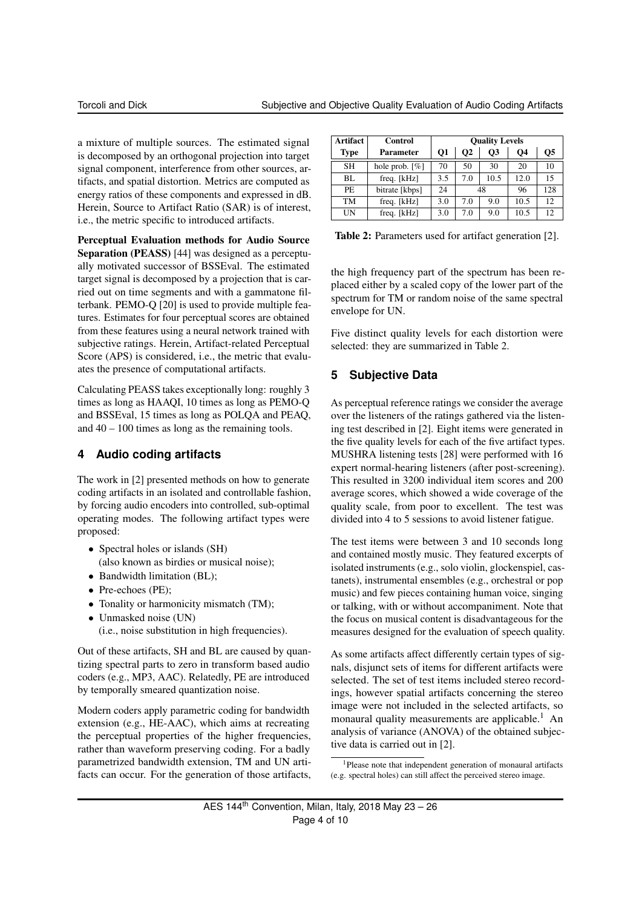a mixture of multiple sources. The estimated signal is decomposed by an orthogonal projection into target signal component, interference from other sources, artifacts, and spatial distortion. Metrics are computed as energy ratios of these components and expressed in dB. Herein, Source to Artifact Ratio (SAR) is of interest, i.e., the metric specific to introduced artifacts.

**Perceptual Evaluation methods for Audio Source Separation (PEASS)** [44] was designed as a perceptually motivated successor of BSSEval. The estimated target signal is decomposed by a projection that is carried out on time segments and with a gammatone filterbank. PEMO-Q [20] is used to provide multiple features. Estimates for four perceptual scores are obtained from these features using a neural network trained with subjective ratings. Herein, Artifact-related Perceptual Score (APS) is considered, i.e., the metric that evaluates the presence of computational artifacts.

Calculating PEASS takes exceptionally long: roughly 3 times as long as HAAQI, 10 times as long as PEMO-Q and BSSEval, 15 times as long as POLQA and PEAQ, and 40 – 100 times as long as the remaining tools.

## 4 Audio coding artifacts

The work in [2] presented methods on how to generate coding artifacts in an isolated and controllable fashion, by forcing audio encoders into controlled, sub-optimal operating modes. The following artifact types were proposed:

- Spectral holes or islands (SH) (also known as birdies or musical noise);
- Bandwidth limitation (BL);
- Pre-echoes (PE);
- Tonality or harmonicity mismatch (TM);
- Unmasked noise (UN) (i.e., noise substitution in high frequencies).

Out of these artifacts, SH and BL are caused by quantizing spectral parts to zero in transform based audio coders (e.g., MP3, AAC). Relatedly, PE are introduced by temporally smeared quantization noise.

Modern coders apply parametric coding for bandwidth extension (e.g., HE-AAC), which aims at recreating the perceptual properties of the higher frequencies, rather than waveform preserving coding. For a badly parametrized bandwidth extension, TM and UN artifacts can occur. For the generation of those artifacts, the high frequency part of the spectrum has been replaced either by a scaled copy of the lower part of the spectrum for TM or random noise of the same spectral envelope for UN.

| Artifact Type | Control Parameter | Quality Levels Q1 | Q2 | Q3 | Q4 | Q5 |
|---|---|---|---|---|---|---|
| SH | hole prob. [%] | 70 | 50 | 30 | 20 | 10 |
| BL | freq. [kHz] | 3.5 | 7.0 | 10.5 | 12.0 | 15 |
| PE | bitrate [kbps] | 24 | 48 | 48 | 96 | 128 |
| TM | freq. [kHz] | 3.0 | 7.0 | 9.0 | 10.5 | 12 |
| UN | freq. [kHz] | 3.0 | 7.0 | 9.0 | 10.5 | 12 |

**Table 2:** Parameters used for artifact generation [2].

Five distinct quality levels for each distortion were selected: they are summarized in Table 2.

## 5 Subjective Data

As perceptual reference ratings we consider the average over the listeners of the ratings gathered via the listening test described in [2]. Eight items were generated in the five quality levels for each of the five artifact types. MUSHRA listening tests [28] were performed with 16 expert normal-hearing listeners (after post-screening). This resulted in 3200 individual item scores and 200 average scores, which showed a wide coverage of the quality scale, from poor to excellent. The test was divided into 4 to 5 sessions to avoid listener fatigue.

The test items were between 3 and 10 seconds long and contained mostly music. They featured excerpts of isolated instruments (e.g., solo violin, glockenspiel, castanets), instrumental ensembles (e.g., orchestral or pop music) and few pieces containing human voice, singing or talking, with or without accompaniment. Note that the focus on musical content is disadvantageous for the measures designed for the evaluation of speech quality.

As some artifacts affect differently certain types of signals, disjunct sets of items for different artifacts were selected. The set of test items included stereo recordings, however spatial artifacts concerning the stereo image were not included in the selected artifacts, so monaural quality measurements are applicable.[1] An analysis of variance (ANOVA) of the obtained subjective data is carried out in [2].

[1] Please note that independent generation of monaural artifacts (e.g. spectral holes) can still affect the perceived stereo image.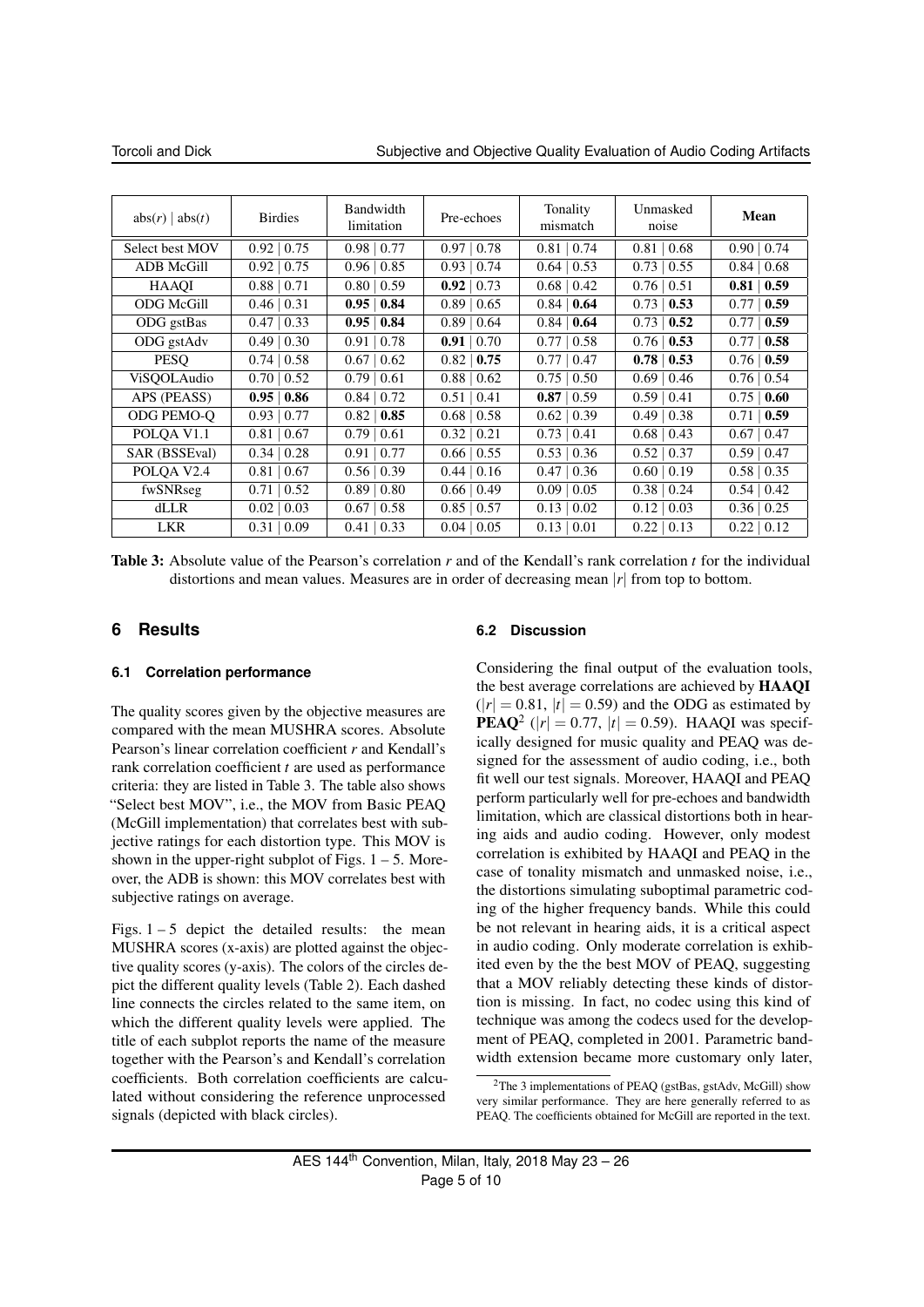| $\text{abs}(r) \mid \text{abs}(t)$ | Birdies | Bandwidth limitation | Pre-echoes | Tonality mismatch | Unmasked noise | **Mean** |
|---|---|---|---|---|---|---|
| Select best MOV | 0.92 \| 0.75 | 0.98 \| 0.77 | 0.97 \| 0.78 | 0.81 \| 0.74 | 0.81 \| 0.68 | 0.90 \| 0.74 |
| ADB McGill | 0.92 \| 0.75 | 0.96 \| 0.85 | 0.93 \| 0.74 | 0.64 \| 0.53 | 0.73 \| 0.55 | 0.84 \| 0.68 |
| HAAQI | 0.88 \| 0.71 | 0.80 \| 0.59 | **0.92** \| 0.73 | 0.68 \| 0.42 | 0.76 \| 0.51 | **0.81** \| **0.59** |
| ODG McGill | 0.46 \| 0.31 | **0.95** \| **0.84** | 0.89 \| 0.65 | 0.84 \| **0.64** | 0.73 \| **0.53** | 0.77 \| **0.59** |
| ODG gstBas | 0.47 \| 0.33 | **0.95** \| **0.84** | 0.89 \| 0.64 | 0.84 \| **0.64** | 0.73 \| **0.52** | 0.77 \| **0.59** |
| ODG gstAdv | 0.49 \| 0.30 | 0.91 \| 0.78 | **0.91** \| 0.70 | 0.77 \| 0.58 | 0.76 \| **0.53** | 0.77 \| **0.58** |
| PESQ | 0.74 \| 0.58 | 0.67 \| 0.62 | 0.82 \| **0.75** | 0.77 \| 0.47 | **0.78** \| **0.53** | 0.76 \| **0.59** |
| ViSQOLAudio | 0.70 \| 0.52 | 0.79 \| 0.61 | 0.88 \| 0.62 | 0.75 \| 0.50 | 0.69 \| 0.46 | 0.76 \| 0.54 |
| APS (PEASS) | **0.95** \| **0.86** | 0.84 \| 0.72 | 0.51 \| 0.41 | **0.87** \| 0.59 | 0.59 \| 0.41 | 0.75 \| **0.60** |
| ODG PEMO-Q | 0.93 \| 0.77 | 0.82 \| **0.85** | 0.68 \| 0.58 | 0.62 \| 0.39 | 0.49 \| 0.38 | 0.71 \| **0.59** |
| POLQA V1.1 | 0.81 \| 0.67 | 0.79 \| 0.61 | 0.32 \| 0.21 | 0.73 \| 0.41 | 0.68 \| 0.43 | 0.67 \| 0.47 |
| SAR (BSSEval) | 0.34 \| 0.28 | 0.91 \| 0.77 | 0.66 \| 0.55 | 0.53 \| 0.36 | 0.52 \| 0.37 | 0.59 \| 0.47 |
| POLQA V2.4 | 0.81 \| 0.67 | 0.56 \| 0.39 | 0.44 \| 0.16 | 0.47 \| 0.36 | 0.60 \| 0.19 | 0.58 \| 0.35 |
| fwSNRseg | 0.71 \| 0.52 | 0.89 \| 0.80 | 0.66 \| 0.49 | 0.09 \| 0.05 | 0.38 \| 0.24 | 0.54 \| 0.42 |
| dLLR | 0.02 \| 0.03 | 0.67 \| 0.58 | 0.85 \| 0.57 | 0.13 \| 0.02 | 0.12 \| 0.03 | 0.36 \| 0.25 |
| LKR | 0.31 \| 0.09 | 0.41 \| 0.33 | 0.04 \| 0.05 | 0.13 \| 0.01 | 0.22 \| 0.13 | 0.22 \| 0.12 |

**Table 3:** Absolute value of the Pearson's correlation $r$ and of the Kendall's rank correlation $t$ for the individual distortions and mean values. Measures are in order of decreasing mean $|r|$ from top to bottom.

## 6 Results

### 6.1 Correlation performance

The quality scores given by the objective measures are compared with the mean MUSHRA scores. Absolute Pearson's linear correlation coefficient $r$ and Kendall's rank correlation coefficient $t$ are used as performance criteria: they are listed in Table 3. The table also shows "Select best MOV", i.e., the MOV from Basic PEAQ (McGill implementation) that correlates best with subjective ratings for each distortion type. This MOV is shown in the upper-right subplot of Figs. 1 – 5. Moreover, the ADB is shown: this MOV correlates best with subjective ratings on average.

Figs. 1 – 5 depict the detailed results: the mean MUSHRA scores (x-axis) are plotted against the objective quality scores (y-axis). The colors of the circles depict the different quality levels (Table 2). Each dashed line connects the circles related to the same item, on which the different quality levels were applied. The title of each subplot reports the name of the measure together with the Pearson's and Kendall's correlation coefficients. Both correlation coefficients are calculated without considering the reference unprocessed signals (depicted with black circles).

### 6.2 Discussion

Considering the final output of the evaluation tools, the best average correlations are achieved by **HAAQI** ($|r| = 0.81$, $|t| = 0.59$) and the ODG as estimated by **PEAQ**[2] ($|r| = 0.77$, $|t| = 0.59$). HAAQI was specifically designed for music quality and PEAQ was designed for the assessment of audio coding, i.e., both fit well our test signals. Moreover, HAAQI and PEAQ perform particularly well for pre-echoes and bandwidth limitation, which are classical distortions both in hearing aids and audio coding. However, only modest correlation is exhibited by HAAQI and PEAQ in the case of tonality mismatch and unmasked noise, i.e., the distortions simulating suboptimal parametric coding of the higher frequency bands. While this could be not relevant in hearing aids, it is a critical aspect in audio coding. Only moderate correlation is exhibited even by the the best MOV of PEAQ, suggesting that a MOV reliably detecting these kinds of distortion is missing. In fact, no codec using this kind of technique was among the codecs used for the development of PEAQ, completed in 2001. Parametric bandwidth extension became more customary only later,

[2] The 3 implementations of PEAQ (gstBas, gstAdv, McGill) show very similar performance. They are here generally referred to as PEAQ. The coefficients obtained for McGill are reported in the text.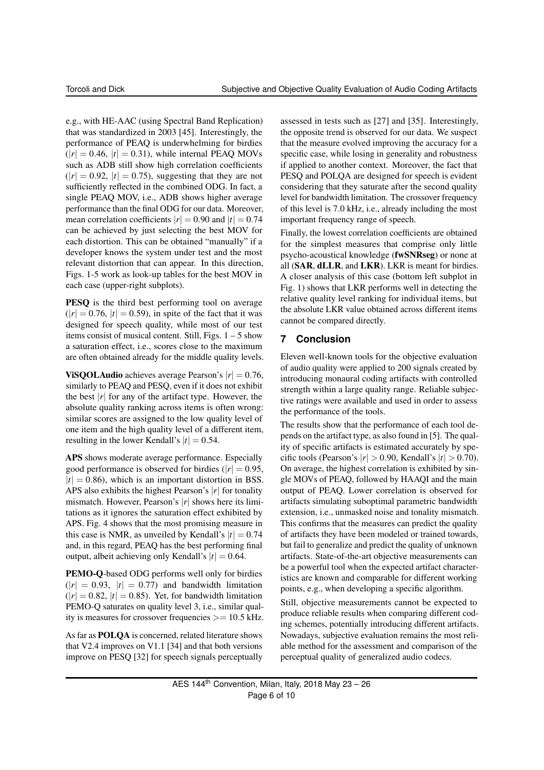e.g., with HE-AAC (using Spectral Band Replication) that was standardized in 2003 [45]. Interestingly, the performance of PEAQ is underwhelming for birdies ($|r| = 0.46$, $|t| = 0.31$), while internal PEAQ MOVs such as ADB still show high correlation coefficients ($|r| = 0.92$, $|t| = 0.75$), suggesting that they are not sufficiently reflected in the combined ODG. In fact, a single PEAQ MOV, i.e., ADB shows higher average performance than the final ODG for our data. Moreover, mean correlation coefficients $|r| = 0.90$ and $|t| = 0.74$ can be achieved by just selecting the best MOV for each distortion. This can be obtained "manually" if a developer knows the system under test and the most relevant distortion that can appear. In this direction, Figs. 1-5 work as look-up tables for the best MOV in each case (upper-right subplots).

**PESQ** is the third best performing tool on average ($|r| = 0.76$, $|t| = 0.59$), in spite of the fact that it was designed for speech quality, while most of our test items consist of musical content. Still, Figs. 1 – 5 show a saturation effect, i.e., scores close to the maximum are often obtained already for the middle quality levels.

**ViSQOLAudio** achieves average Pearson's $|r| = 0.76$, similarly to PEAQ and PESQ, even if it does not exhibit the best $|r|$ for any of the artifact type. However, the absolute quality ranking across items is often wrong: similar scores are assigned to the low quality level of one item and the high quality level of a different item, resulting in the lower Kendall's $|t| = 0.54$.

**APS** shows moderate average performance. Especially good performance is observed for birdies ($|r| = 0.95$, $|t| = 0.86$), which is an important distortion in BSS. APS also exhibits the highest Pearson's $|r|$ for tonality mismatch. However, Pearson's $|r|$ shows here its limitations as it ignores the saturation effect exhibited by APS. Fig. 4 shows that the most promising measure in this case is NMR, as unveiled by Kendall's $|t| = 0.74$ and, in this regard, PEAQ has the best performing final output, albeit achieving only Kendall's $|t| = 0.64$.

**PEMO-Q**-based ODG performs well only for birdies ($|r| = 0.93$, $|t| = 0.77$) and bandwidth limitation ($|r| = 0.82$, $|t| = 0.85$). Yet, for bandwidth limitation PEMO-Q saturates on quality level 3, i.e., similar quality is measures for crossover frequencies >= 10.5 kHz.

As far as **POLQA** is concerned, related literature shows that V2.4 improves on V1.1 [34] and that both versions improve on PESQ [32] for speech signals perceptually assessed in tests such as [27] and [35]. Interestingly, the opposite trend is observed for our data. We suspect that the measure evolved improving the accuracy for a specific case, while losing in generality and robustness if applied to another context. Moreover, the fact that PESQ and POLQA are designed for speech is evident considering that they saturate after the second quality level for bandwidth limitation. The crossover frequency of this level is 7.0 kHz, i.e., already including the most important frequency range of speech.

Finally, the lowest correlation coefficients are obtained for the simplest measures that comprise only little psycho-acoustical knowledge (**fwSNRseg**) or none at all (**SAR**, **dLLR**, and **LKR**). LKR is meant for birdies. A closer analysis of this case (bottom left subplot in Fig. 1) shows that LKR performs well in detecting the relative quality level ranking for individual items, but the absolute LKR value obtained across different items cannot be compared directly.

## 7 Conclusion

Eleven well-known tools for the objective evaluation of audio quality were applied to 200 signals created by introducing monaural coding artifacts with controlled strength within a large quality range. Reliable subjective ratings were available and used in order to assess the performance of the tools.

The results show that the performance of each tool depends on the artifact type, as also found in [5]. The quality of specific artifacts is estimated accurately by specific tools (Pearson's $|r| > 0.90$, Kendall's $|t| > 0.70$). On average, the highest correlation is exhibited by single MOVs of PEAQ, followed by HAAQI and the main output of PEAQ. Lower correlation is observed for artifacts simulating suboptimal parametric bandwidth extension, i.e., unmasked noise and tonality mismatch. This confirms that the measures can predict the quality of artifacts they have been modeled or trained towards, but fail to generalize and predict the quality of unknown artifacts. State-of-the-art objective measurements can be a powerful tool when the expected artifact characteristics are known and comparable for different working points, e.g., when developing a specific algorithm.

Still, objective measurements cannot be expected to produce reliable results when comparing different coding schemes, potentially introducing different artifacts. Nowadays, subjective evaluation remains the most reliable method for the assessment and comparison of the perceptual quality of generalized audio codecs.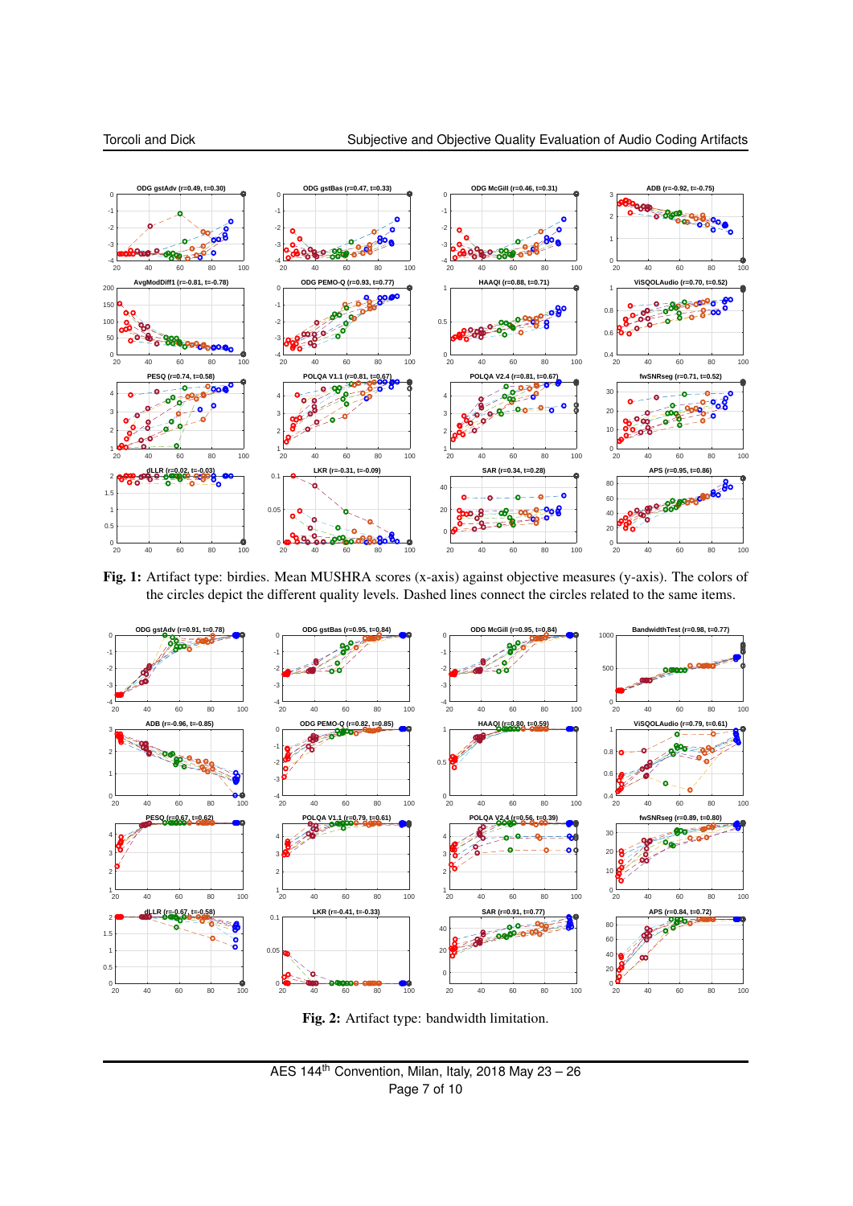**Fig. 1:** Artifact type: birdies. Mean MUSHRA scores (x-axis) against objective measures (y-axis). The colors of the circles depict the different quality levels. Dashed lines connect the circles related to the same items.

**Fig. 2:** Artifact type: bandwidth limitation.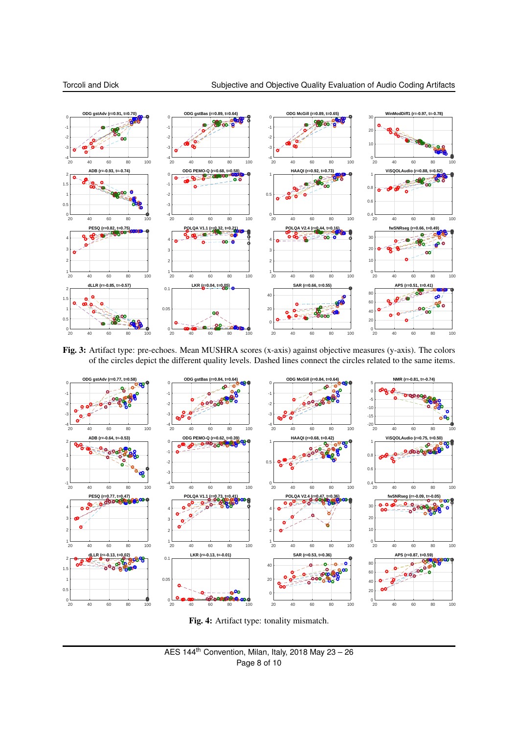**Fig. 3:** Artifact type: pre-echoes. Mean MUSHRA scores (x-axis) against objective measures (y-axis). The colors of the circles depict the different quality levels. Dashed lines connect the circles related to the same items.

**Fig. 4:** Artifact type: tonality mismatch.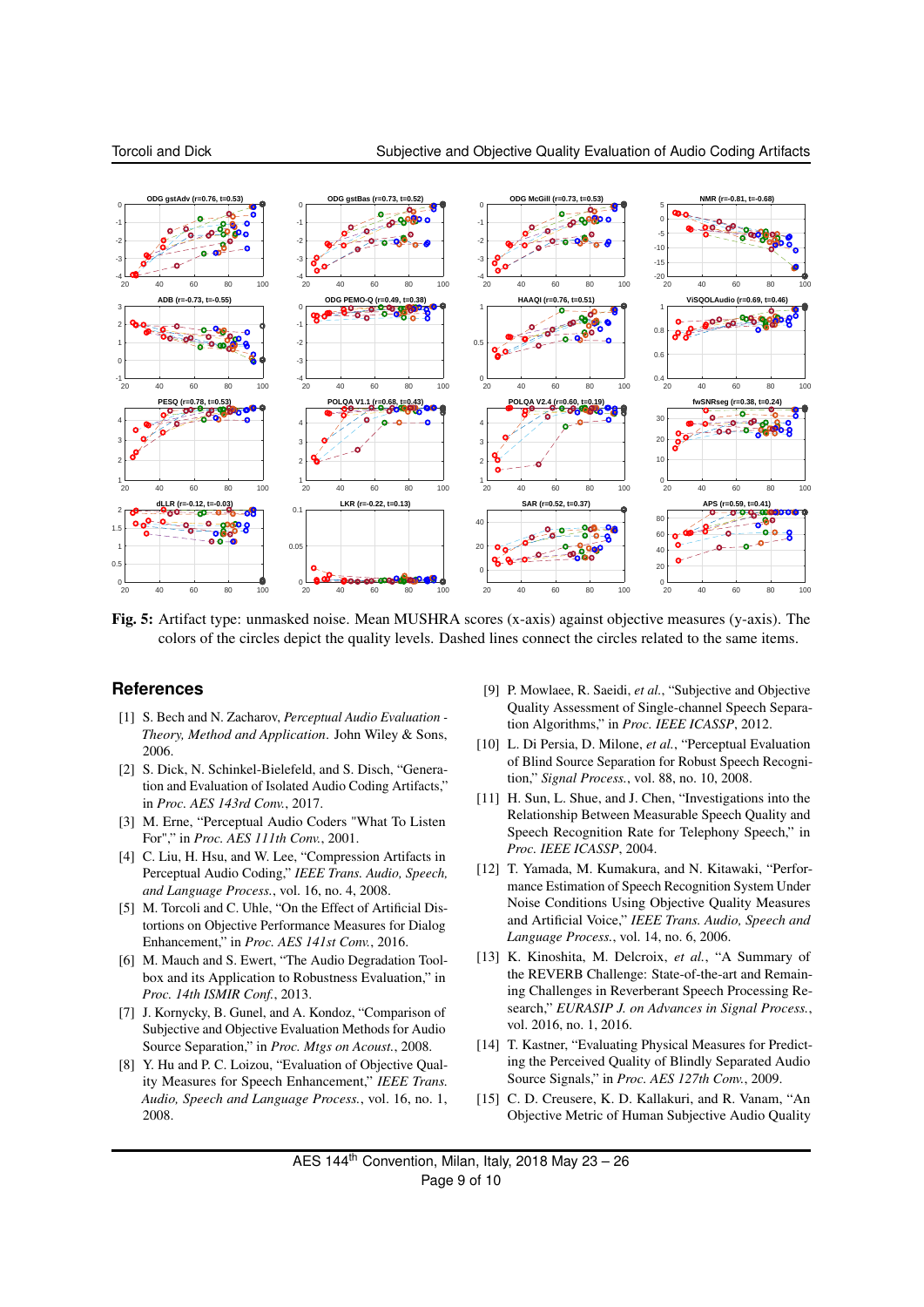**Fig. 5:** Artifact type: unmasked noise. Mean MUSHRA scores (x-axis) against objective measures (y-axis). The colors of the circles depict the quality levels. Dashed lines connect the circles related to the same items.

## References

[1] S. Bech and N. Zacharov, *Perceptual Audio Evaluation - Theory, Method and Application*. John Wiley & Sons, 2006.

[2] S. Dick, N. Schinkel-Bielefeld, and S. Disch, "Generation and Evaluation of Isolated Audio Coding Artifacts," in *Proc. AES 143rd Conv.*, 2017.

[3] M. Erne, "Perceptual Audio Coders "What To Listen For"," in *Proc. AES 111th Conv.*, 2001.

[4] C. Liu, H. Hsu, and W. Lee, "Compression Artifacts in Perceptual Audio Coding," *IEEE Trans. Audio, Speech, and Language Process.*, vol. 16, no. 4, 2008.

[5] M. Torcoli and C. Uhle, "On the Effect of Artificial Distortions on Objective Performance Measures for Dialog Enhancement," in *Proc. AES 141st Conv.*, 2016.

[6] M. Mauch and S. Ewert, "The Audio Degradation Toolbox and its Application to Robustness Evaluation," in *Proc. 14th ISMIR Conf.*, 2013.

[7] J. Kornycky, B. Gunel, and A. Kondoz, "Comparison of Subjective and Objective Evaluation Methods for Audio Source Separation," in *Proc. Mtgs on Acoust.*, 2008.

[8] Y. Hu and P. C. Loizou, "Evaluation of Objective Quality Measures for Speech Enhancement," *IEEE Trans. Audio, Speech and Language Process.*, vol. 16, no. 1, 2008.

[9] P. Mowlaee, R. Saeidi, *et al.*, "Subjective and Objective Quality Assessment of Single-channel Speech Separation Algorithms," in *Proc. IEEE ICASSP*, 2012.

[10] L. Di Persia, D. Milone, *et al.*, "Perceptual Evaluation of Blind Source Separation for Robust Speech Recognition," *Signal Process.*, vol. 88, no. 10, 2008.

[11] H. Sun, L. Shue, and J. Chen, "Investigations into the Relationship Between Measurable Speech Quality and Speech Recognition Rate for Telephony Speech," in *Proc. IEEE ICASSP*, 2004.

[12] T. Yamada, M. Kumakura, and N. Kitawaki, "Performance Estimation of Speech Recognition System Under Noise Conditions Using Objective Quality Measures and Artificial Voice," *IEEE Trans. Audio, Speech and Language Process.*, vol. 14, no. 6, 2006.

[13] K. Kinoshita, M. Delcroix, *et al.*, "A Summary of the REVERB Challenge: State-of-the-art and Remaining Challenges in Reverberant Speech Processing Research," *EURASIP J. on Advances in Signal Process.*, vol. 2016, no. 1, 2016.

[14] T. Kastner, "Evaluating Physical Measures for Predicting the Perceived Quality of Blindly Separated Audio Source Signals," in *Proc. AES 127th Conv.*, 2009.

[15] C. D. Creusere, K. D. Kallakuri, and R. Vanam, "An Objective Metric of Human Subjective Audio Quality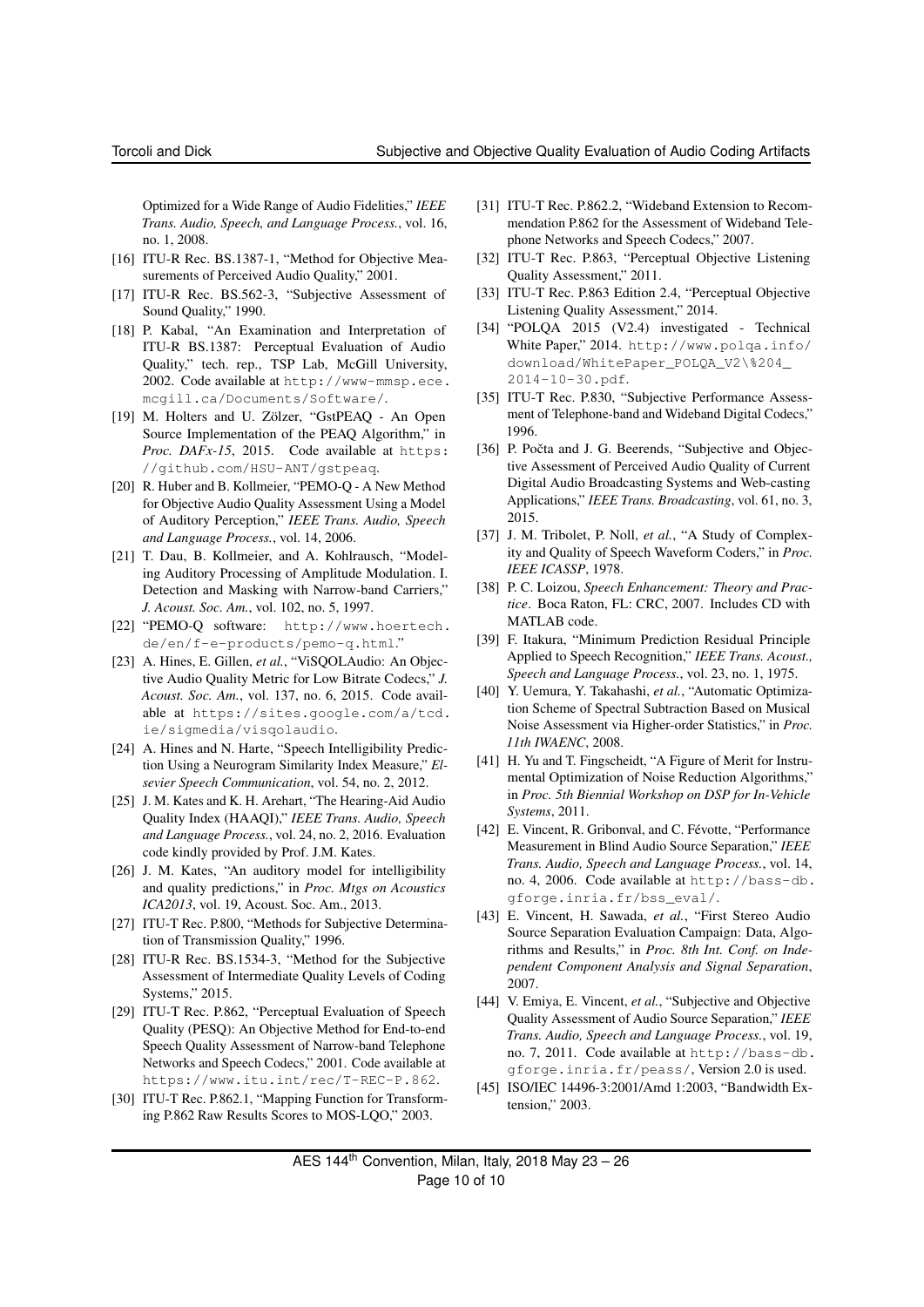Optimized for a Wide Range of Audio Fidelities," *IEEE Trans. Audio, Speech, and Language Process.*, vol. 16, no. 1, 2008.

[16] ITU-R Rec. BS.1387-1, "Method for Objective Measurements of Perceived Audio Quality," 2001.

[17] ITU-R Rec. BS.562-3, "Subjective Assessment of Sound Quality," 1990.

[18] P. Kabal, "An Examination and Interpretation of ITU-R BS.1387: Perceptual Evaluation of Audio Quality," tech. rep., TSP Lab, McGill University, 2002. Code available at http://www-mmsp.ece.mcgill.ca/Documents/Software/.

[19] M. Holters and U. Zölzer, "GstPEAQ - An Open Source Implementation of the PEAQ Algorithm," in *Proc. DAFx-15*, 2015. Code available at https://github.com/HSU-ANT/gstpeaq.

[20] R. Huber and B. Kollmeier, "PEMO-Q - A New Method for Objective Audio Quality Assessment Using a Model of Auditory Perception," *IEEE Trans. Audio, Speech and Language Process.*, vol. 14, 2006.

[21] T. Dau, B. Kollmeier, and A. Kohlrausch, "Modeling Auditory Processing of Amplitude Modulation. I. Detection and Masking with Narrow-band Carriers," *J. Acoust. Soc. Am.*, vol. 102, no. 5, 1997.

[22] "PEMO-Q software: http://www.hoertech.de/en/f-e-products/pemo-q.html."

[23] A. Hines, E. Gillen, *et al.*, "ViSQOLAudio: An Objective Audio Quality Metric for Low Bitrate Codecs," *J. Acoust. Soc. Am.*, vol. 137, no. 6, 2015. Code available at https://sites.google.com/a/tcd.ie/sigmedia/visqolaudio.

[24] A. Hines and N. Harte, "Speech Intelligibility Prediction Using a Neurogram Similarity Index Measure," *Elsevier Speech Communication*, vol. 54, no. 2, 2012.

[25] J. M. Kates and K. H. Arehart, "The Hearing-Aid Audio Quality Index (HAAQI)," *IEEE Trans. Audio, Speech and Language Process.*, vol. 24, no. 2, 2016. Evaluation code kindly provided by Prof. J.M. Kates.

[26] J. M. Kates, "An auditory model for intelligibility and quality predictions," in *Proc. Mtgs on Acoustics ICA2013*, vol. 19, Acoust. Soc. Am., 2013.

[27] ITU-T Rec. P.800, "Methods for Subjective Determination of Transmission Quality," 1996.

[28] ITU-R Rec. BS.1534-3, "Method for the Subjective Assessment of Intermediate Quality Levels of Coding Systems," 2015.

[29] ITU-T Rec. P.862, "Perceptual Evaluation of Speech Quality (PESQ): An Objective Method for End-to-end Speech Quality Assessment of Narrow-band Telephone Networks and Speech Codecs," 2001. Code available at https://www.itu.int/rec/T-REC-P.862.

[30] ITU-T Rec. P.862.1, "Mapping Function for Transforming P.862 Raw Results Scores to MOS-LQO," 2003.

[31] ITU-T Rec. P.862.2, "Wideband Extension to Recommendation P.862 for the Assessment of Wideband Telephone Networks and Speech Codecs," 2007.

[32] ITU-T Rec. P.863, "Perceptual Objective Listening Quality Assessment," 2011.

[33] ITU-T Rec. P.863 Edition 2.4, "Perceptual Objective Listening Quality Assessment," 2014.

[34] "POLQA 2015 (V2.4) investigated - Technical White Paper," 2014. http://www.polqa.info/download/WhitePaper_POLQA_V2\%204_2014-10-30.pdf.

[35] ITU-T Rec. P.830, "Subjective Performance Assessment of Telephone-band and Wideband Digital Codecs," 1996.

[36] P. Počta and J. G. Beerends, "Subjective and Objective Assessment of Perceived Audio Quality of Current Digital Audio Broadcasting Systems and Web-casting Applications," *IEEE Trans. Broadcasting*, vol. 61, no. 3, 2015.

[37] J. M. Tribolet, P. Noll, *et al.*, "A Study of Complexity and Quality of Speech Waveform Coders," in *Proc. IEEE ICASSP*, 1978.

[38] P. C. Loizou, *Speech Enhancement: Theory and Practice*. Boca Raton, FL: CRC, 2007. Includes CD with MATLAB code.

[39] F. Itakura, "Minimum Prediction Residual Principle Applied to Speech Recognition," *IEEE Trans. Acoust., Speech and Language Process.*, vol. 23, no. 1, 1975.

[40] Y. Uemura, Y. Takahashi, *et al.*, "Automatic Optimization Scheme of Spectral Subtraction Based on Musical Noise Assessment via Higher-order Statistics," in *Proc. 11th IWAENC*, 2008.

[41] H. Yu and T. Fingscheidt, "A Figure of Merit for Instrumental Optimization of Noise Reduction Algorithms," in *Proc. 5th Biennial Workshop on DSP for In-Vehicle Systems*, 2011.

[42] E. Vincent, R. Gribonval, and C. Févotte, "Performance Measurement in Blind Audio Source Separation," *IEEE Trans. Audio, Speech and Language Process.*, vol. 14, no. 4, 2006. Code available at http://bass-db.gforge.inria.fr/bss_eval/.

[43] E. Vincent, H. Sawada, *et al.*, "First Stereo Audio Source Separation Evaluation Campaign: Data, Algorithms and Results," in *Proc. 8th Int. Conf. on Independent Component Analysis and Signal Separation*, 2007.

[44] V. Emiya, E. Vincent, *et al.*, "Subjective and Objective Quality Assessment of Audio Source Separation," *IEEE Trans. Audio, Speech and Language Process.*, vol. 19, no. 7, 2011. Code available at http://bass-db.gforge.inria.fr/peass/, Version 2.0 is used.

[45] ISO/IEC 14496-3:2001/Amd 1:2003, "Bandwidth Extension," 2003.